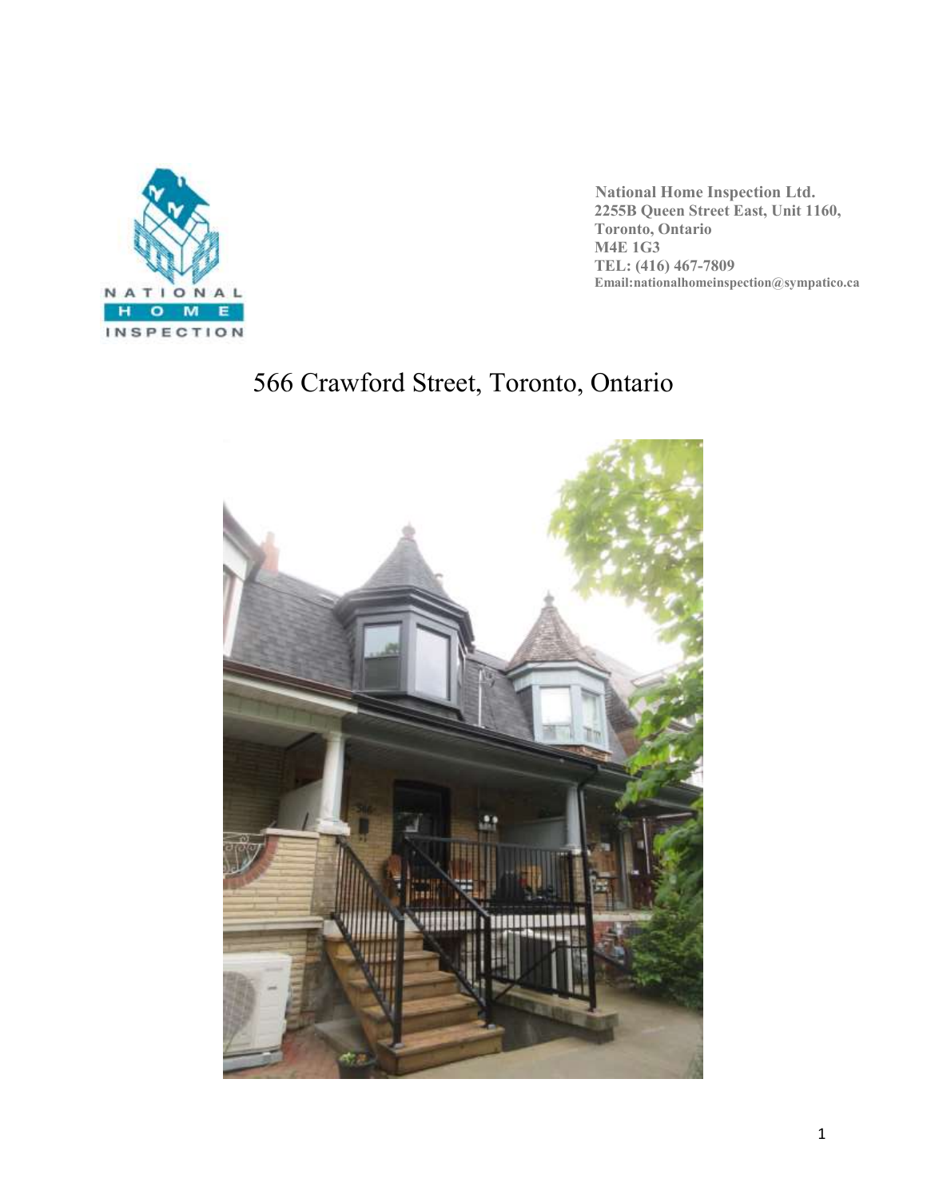NATIONAL HOME INSPECTION

**National Home Inspection Ltd.**
**2255B Queen Street East, Unit 1160,**
**Toronto, Ontario**
**M4E 1G3**
**TEL: (416) 467-7809**
**Email:nationalhomeinspection@sympatico.ca**

# 566 Crawford Street, Toronto, Ontario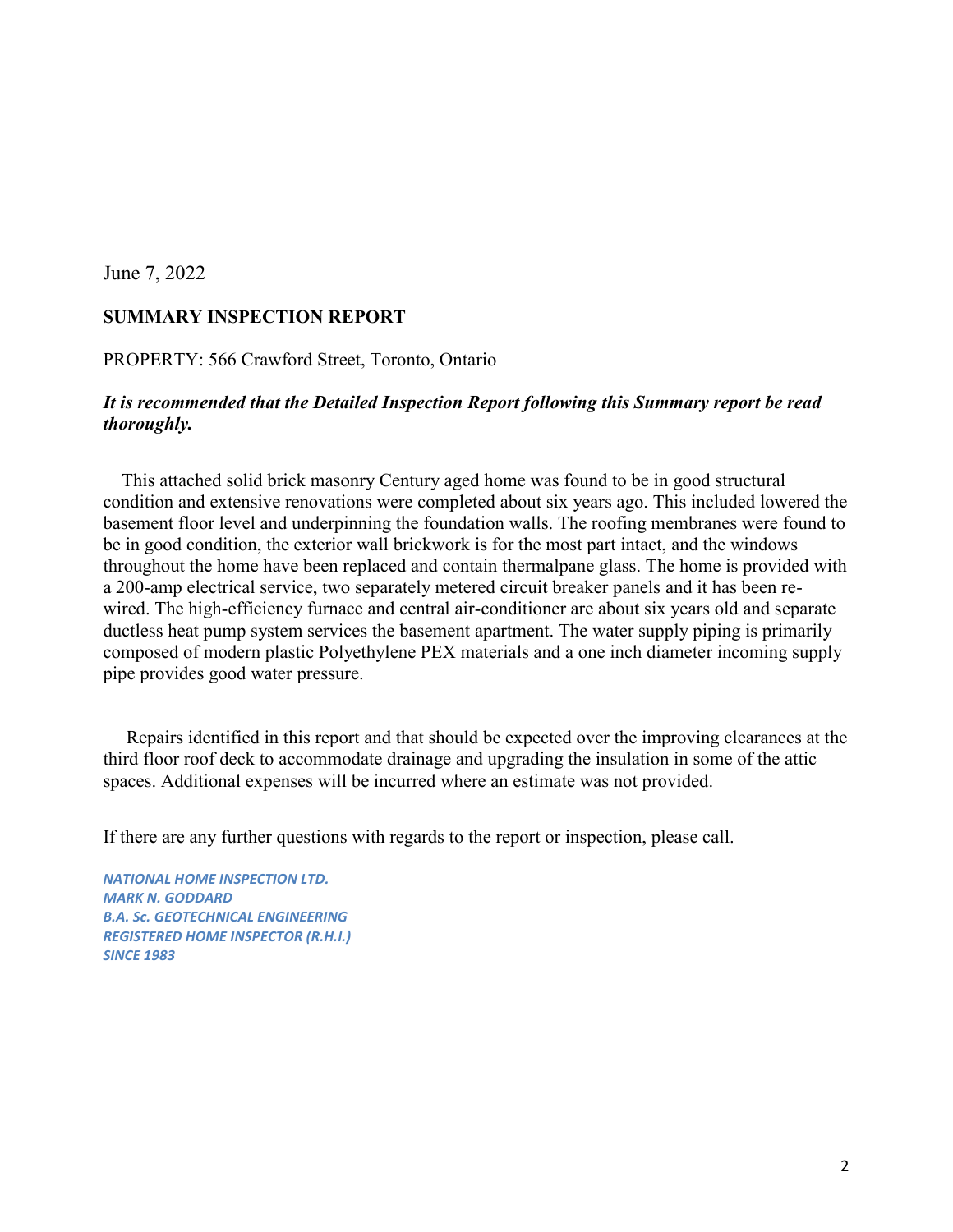June 7, 2022

**SUMMARY INSPECTION REPORT**

PROPERTY: 566 Crawford Street, Toronto, Ontario

***It is recommended that the Detailed Inspection Report following this Summary report be read thoroughly.***

This attached solid brick masonry Century aged home was found to be in good structural condition and extensive renovations were completed about six years ago. This included lowered the basement floor level and underpinning the foundation walls. The roofing membranes were found to be in good condition, the exterior wall brickwork is for the most part intact, and the windows throughout the home have been replaced and contain thermalpane glass. The home is provided with a 200-amp electrical service, two separately metered circuit breaker panels and it has been re-wired. The high-efficiency furnace and central air-conditioner are about six years old and separate ductless heat pump system services the basement apartment. The water supply piping is primarily composed of modern plastic Polyethylene PEX materials and a one inch diameter incoming supply pipe provides good water pressure.

Repairs identified in this report and that should be expected over the improving clearances at the third floor roof deck to accommodate drainage and upgrading the insulation in some of the attic spaces. Additional expenses will be incurred where an estimate was not provided.

If there are any further questions with regards to the report or inspection, please call.

*NATIONAL HOME INSPECTION LTD.*
*MARK N. GODDARD*
*B.A. Sc. GEOTECHNICAL ENGINEERING*
*REGISTERED HOME INSPECTOR (R.H.I.)*
*SINCE 1983*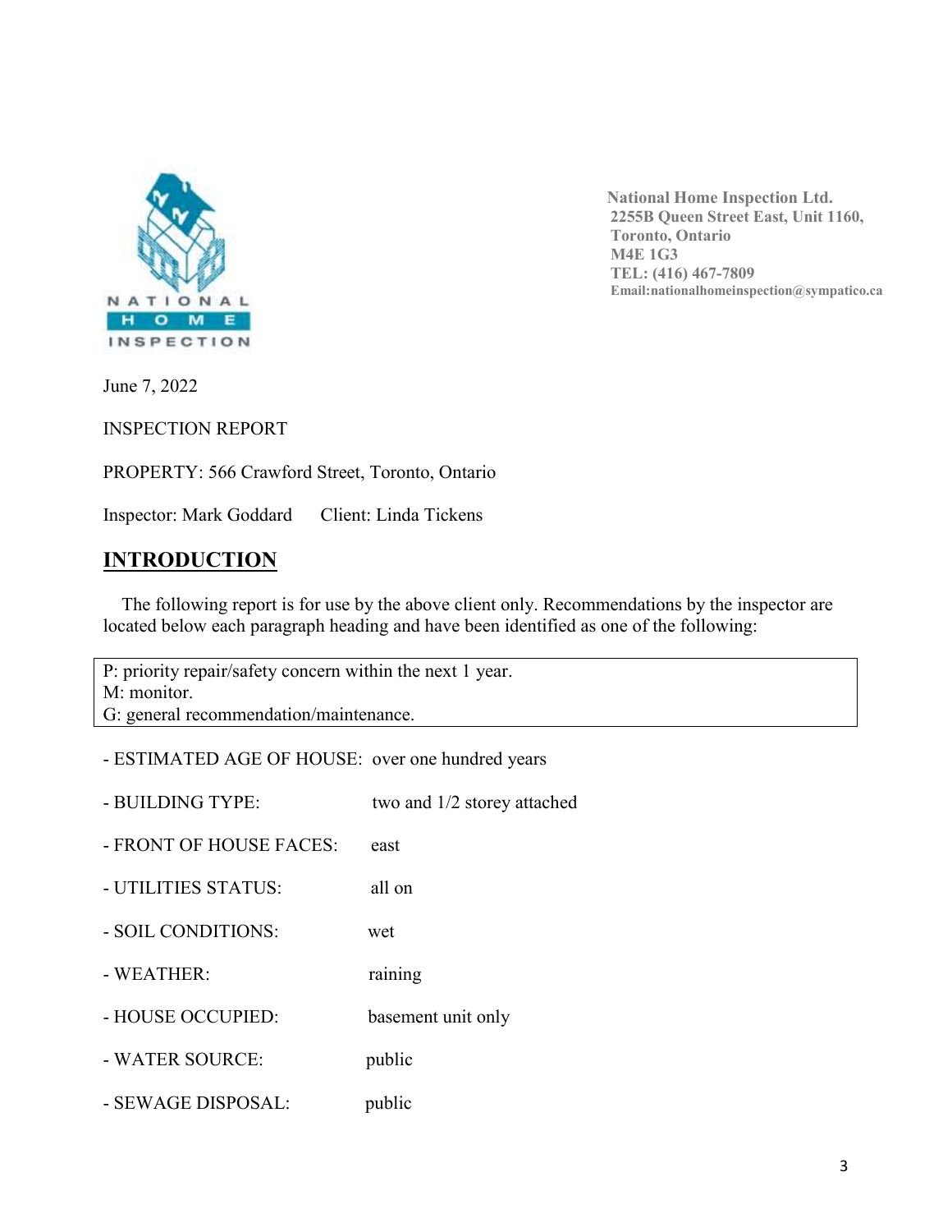NATIONAL HOME INSPECTION

National Home Inspection Ltd.
2255B Queen Street East, Unit 1160,
Toronto, Ontario
M4E 1G3
TEL: (416) 467-7809
Email:nationalhomeinspection@sympatico.ca

June 7, 2022

INSPECTION REPORT

PROPERTY: 566 Crawford Street, Toronto, Ontario

Inspector: Mark Goddard      Client: Linda Tickens

## INTRODUCTION

The following report is for use by the above client only. Recommendations by the inspector are located below each paragraph heading and have been identified as one of the following:

P: priority repair/safety concern within the next 1 year.
M: monitor.
G: general recommendation/maintenance.

- ESTIMATED AGE OF HOUSE: over one hundred years
- BUILDING TYPE: two and 1/2 storey attached
- FRONT OF HOUSE FACES: east
- UTILITIES STATUS: all on
- SOIL CONDITIONS: wet
- WEATHER: raining
- HOUSE OCCUPIED: basement unit only
- WATER SOURCE: public
- SEWAGE DISPOSAL: public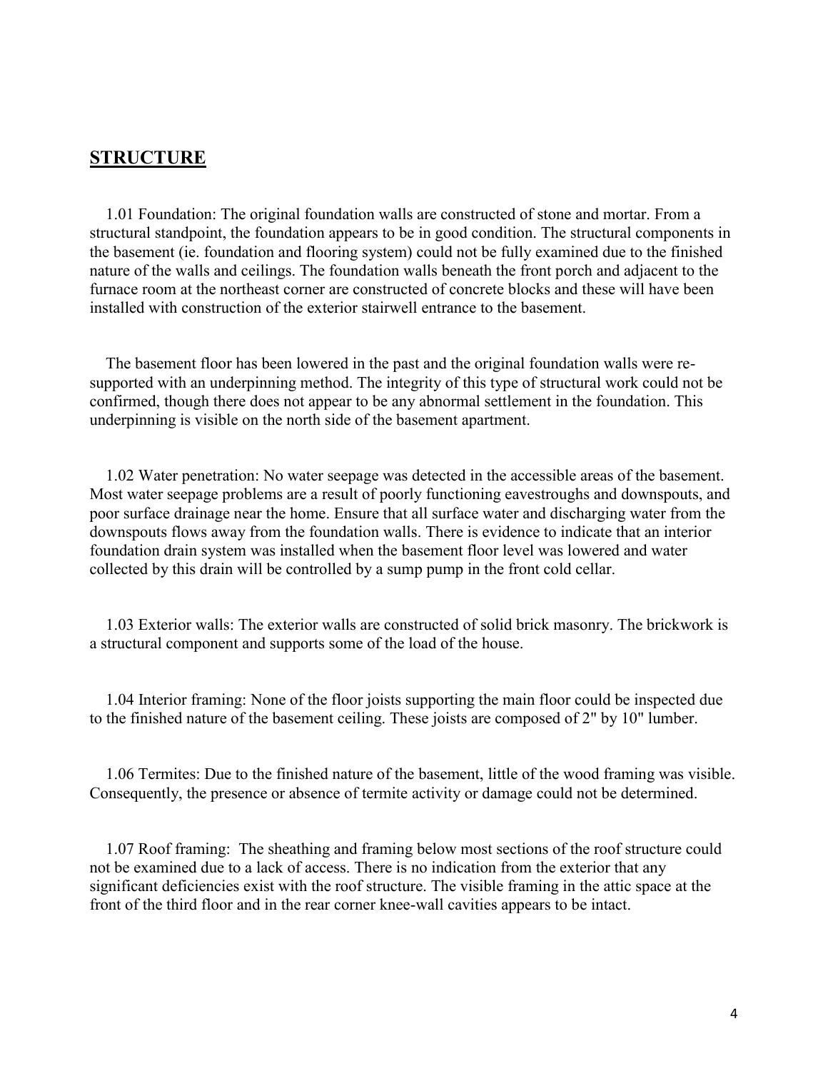## STRUCTURE

1.01 Foundation: The original foundation walls are constructed of stone and mortar. From a structural standpoint, the foundation appears to be in good condition. The structural components in the basement (ie. foundation and flooring system) could not be fully examined due to the finished nature of the walls and ceilings. The foundation walls beneath the front porch and adjacent to the furnace room at the northeast corner are constructed of concrete blocks and these will have been installed with construction of the exterior stairwell entrance to the basement.

The basement floor has been lowered in the past and the original foundation walls were re-supported with an underpinning method. The integrity of this type of structural work could not be confirmed, though there does not appear to be any abnormal settlement in the foundation. This underpinning is visible on the north side of the basement apartment.

1.02 Water penetration: No water seepage was detected in the accessible areas of the basement. Most water seepage problems are a result of poorly functioning eavestroughs and downspouts, and poor surface drainage near the home. Ensure that all surface water and discharging water from the downspouts flows away from the foundation walls. There is evidence to indicate that an interior foundation drain system was installed when the basement floor level was lowered and water collected by this drain will be controlled by a sump pump in the front cold cellar.

1.03 Exterior walls: The exterior walls are constructed of solid brick masonry. The brickwork is a structural component and supports some of the load of the house.

1.04 Interior framing: None of the floor joists supporting the main floor could be inspected due to the finished nature of the basement ceiling. These joists are composed of 2" by 10" lumber.

1.06 Termites: Due to the finished nature of the basement, little of the wood framing was visible. Consequently, the presence or absence of termite activity or damage could not be determined.

1.07 Roof framing: The sheathing and framing below most sections of the roof structure could not be examined due to a lack of access. There is no indication from the exterior that any significant deficiencies exist with the roof structure. The visible framing in the attic space at the front of the third floor and in the rear corner knee-wall cavities appears to be intact.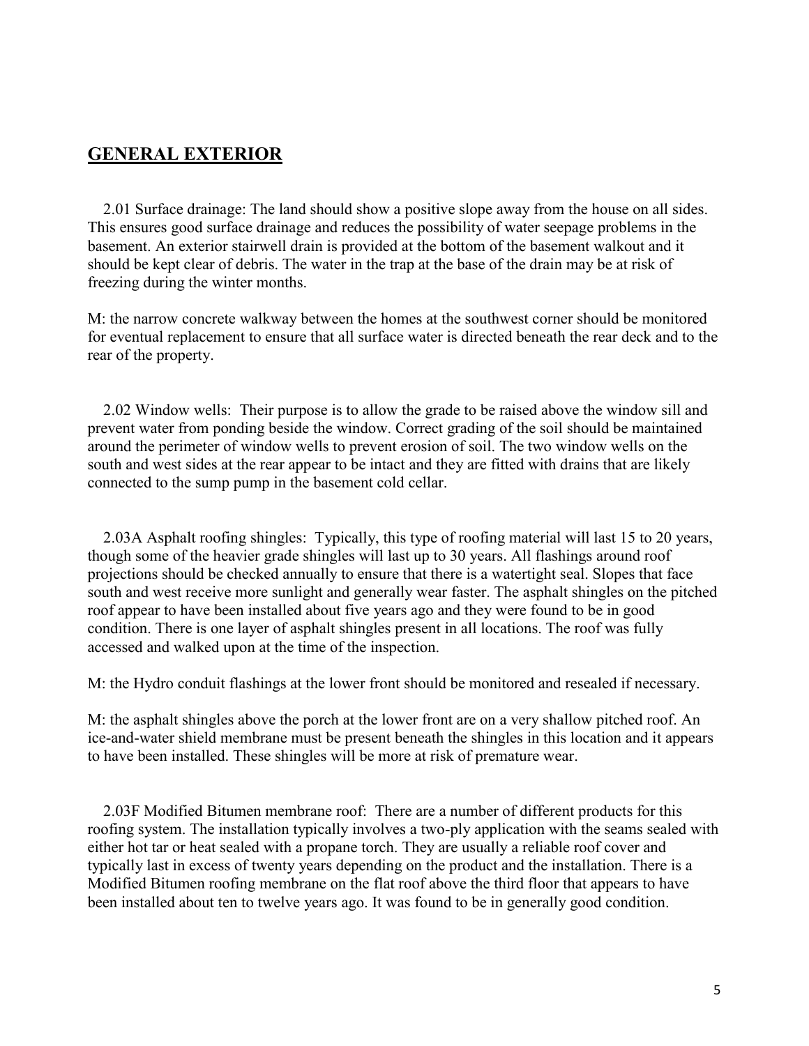## GENERAL EXTERIOR

2.01 Surface drainage: The land should show a positive slope away from the house on all sides. This ensures good surface drainage and reduces the possibility of water seepage problems in the basement. An exterior stairwell drain is provided at the bottom of the basement walkout and it should be kept clear of debris. The water in the trap at the base of the drain may be at risk of freezing during the winter months.

M: the narrow concrete walkway between the homes at the southwest corner should be monitored for eventual replacement to ensure that all surface water is directed beneath the rear deck and to the rear of the property.

2.02 Window wells: Their purpose is to allow the grade to be raised above the window sill and prevent water from ponding beside the window. Correct grading of the soil should be maintained around the perimeter of window wells to prevent erosion of soil. The two window wells on the south and west sides at the rear appear to be intact and they are fitted with drains that are likely connected to the sump pump in the basement cold cellar.

2.03A Asphalt roofing shingles: Typically, this type of roofing material will last 15 to 20 years, though some of the heavier grade shingles will last up to 30 years. All flashings around roof projections should be checked annually to ensure that there is a watertight seal. Slopes that face south and west receive more sunlight and generally wear faster. The asphalt shingles on the pitched roof appear to have been installed about five years ago and they were found to be in good condition. There is one layer of asphalt shingles present in all locations. The roof was fully accessed and walked upon at the time of the inspection.

M: the Hydro conduit flashings at the lower front should be monitored and resealed if necessary.

M: the asphalt shingles above the porch at the lower front are on a very shallow pitched roof. An ice-and-water shield membrane must be present beneath the shingles in this location and it appears to have been installed. These shingles will be more at risk of premature wear.

2.03F Modified Bitumen membrane roof: There are a number of different products for this roofing system. The installation typically involves a two-ply application with the seams sealed with either hot tar or heat sealed with a propane torch. They are usually a reliable roof cover and typically last in excess of twenty years depending on the product and the installation. There is a Modified Bitumen roofing membrane on the flat roof above the third floor that appears to have been installed about ten to twelve years ago. It was found to be in generally good condition.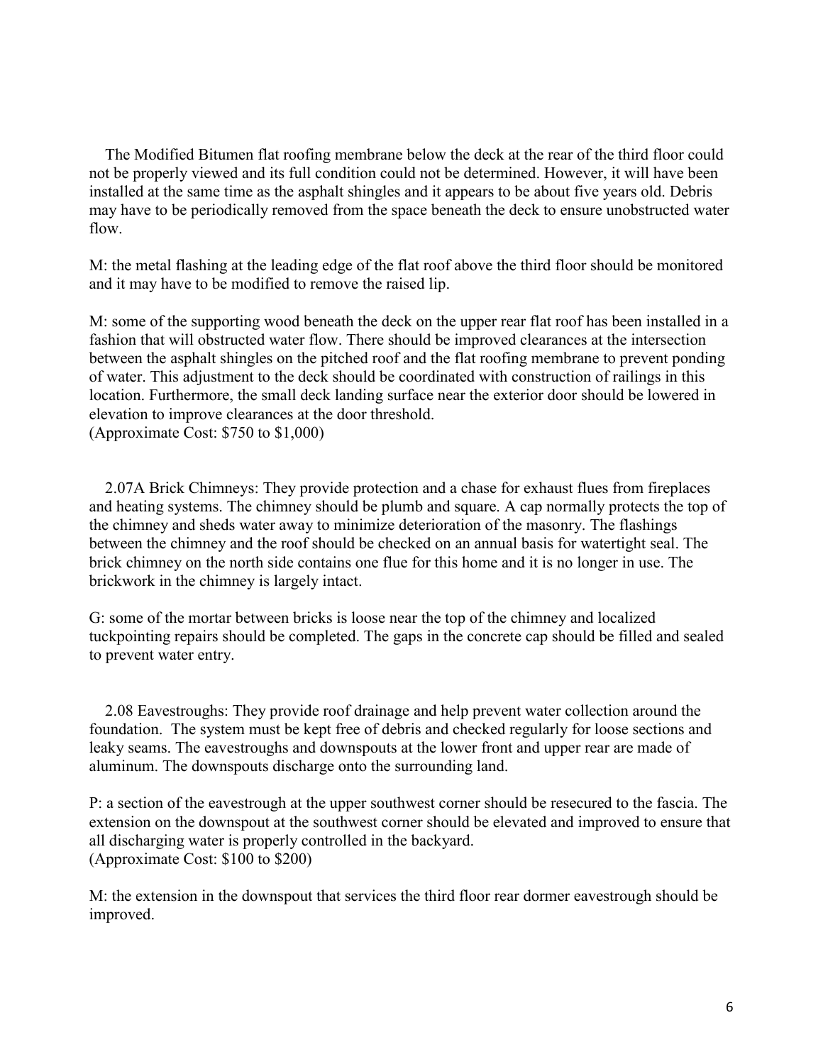The Modified Bitumen flat roofing membrane below the deck at the rear of the third floor could not be properly viewed and its full condition could not be determined. However, it will have been installed at the same time as the asphalt shingles and it appears to be about five years old. Debris may have to be periodically removed from the space beneath the deck to ensure unobstructed water flow.

M: the metal flashing at the leading edge of the flat roof above the third floor should be monitored and it may have to be modified to remove the raised lip.

M: some of the supporting wood beneath the deck on the upper rear flat roof has been installed in a fashion that will obstructed water flow. There should be improved clearances at the intersection between the asphalt shingles on the pitched roof and the flat roofing membrane to prevent ponding of water. This adjustment to the deck should be coordinated with construction of railings in this location. Furthermore, the small deck landing surface near the exterior door should be lowered in elevation to improve clearances at the door threshold.
(Approximate Cost: $750 to $1,000)

2.07A Brick Chimneys: They provide protection and a chase for exhaust flues from fireplaces and heating systems. The chimney should be plumb and square. A cap normally protects the top of the chimney and sheds water away to minimize deterioration of the masonry. The flashings between the chimney and the roof should be checked on an annual basis for watertight seal. The brick chimney on the north side contains one flue for this home and it is no longer in use. The brickwork in the chimney is largely intact.

G: some of the mortar between bricks is loose near the top of the chimney and localized tuckpointing repairs should be completed. The gaps in the concrete cap should be filled and sealed to prevent water entry.

2.08 Eavestroughs: They provide roof drainage and help prevent water collection around the foundation. The system must be kept free of debris and checked regularly for loose sections and leaky seams. The eavestroughs and downspouts at the lower front and upper rear are made of aluminum. The downspouts discharge onto the surrounding land.

P: a section of the eavestrough at the upper southwest corner should be resecured to the fascia. The extension on the downspout at the southwest corner should be elevated and improved to ensure that all discharging water is properly controlled in the backyard.
(Approximate Cost: $100 to $200)

M: the extension in the downspout that services the third floor rear dormer eavestrough should be improved.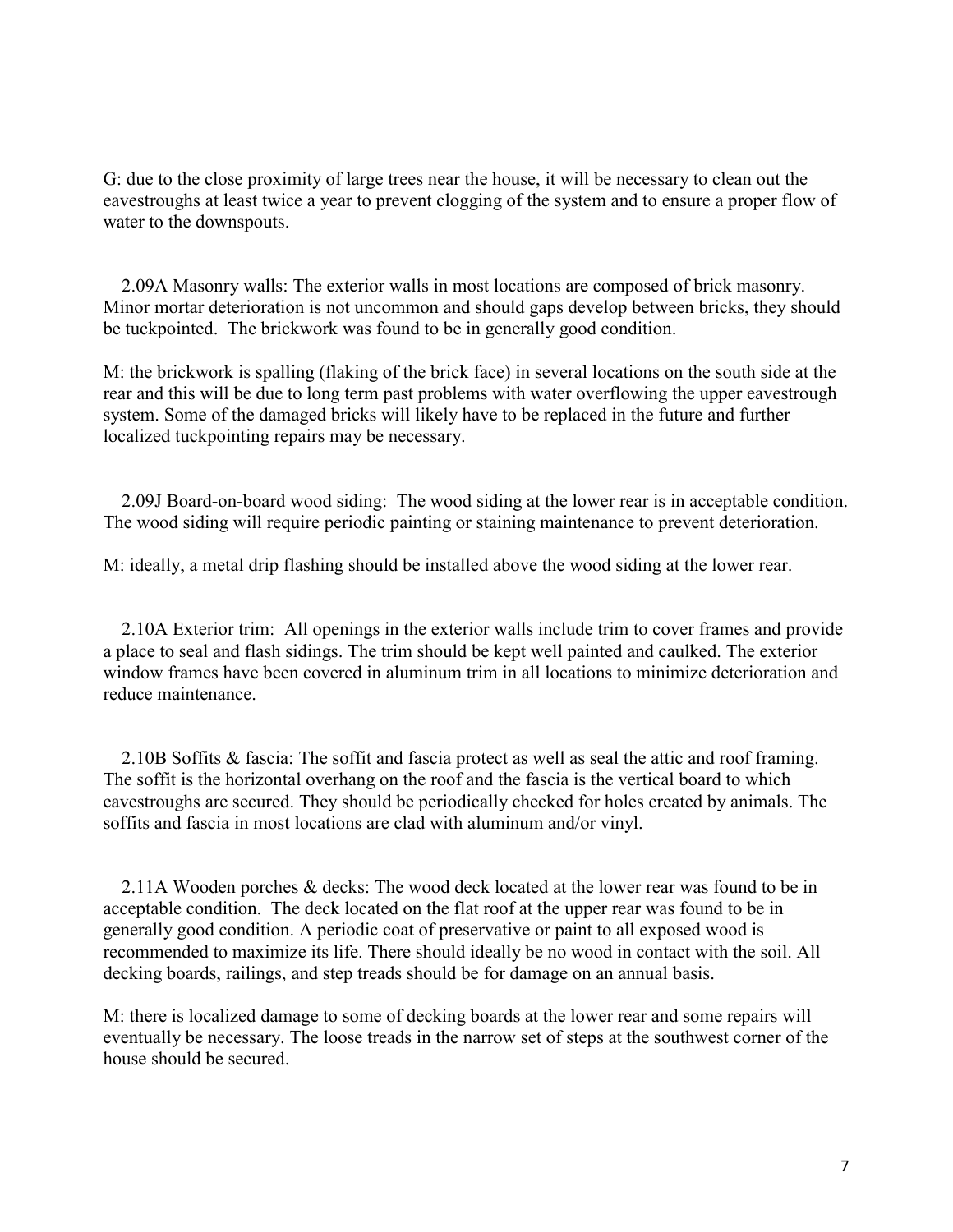G: due to the close proximity of large trees near the house, it will be necessary to clean out the eavestroughs at least twice a year to prevent clogging of the system and to ensure a proper flow of water to the downspouts.

2.09A Masonry walls: The exterior walls in most locations are composed of brick masonry. Minor mortar deterioration is not uncommon and should gaps develop between bricks, they should be tuckpointed. The brickwork was found to be in generally good condition.

M: the brickwork is spalling (flaking of the brick face) in several locations on the south side at the rear and this will be due to long term past problems with water overflowing the upper eavestrough system. Some of the damaged bricks will likely have to be replaced in the future and further localized tuckpointing repairs may be necessary.

2.09J Board-on-board wood siding: The wood siding at the lower rear is in acceptable condition. The wood siding will require periodic painting or staining maintenance to prevent deterioration.

M: ideally, a metal drip flashing should be installed above the wood siding at the lower rear.

2.10A Exterior trim: All openings in the exterior walls include trim to cover frames and provide a place to seal and flash sidings. The trim should be kept well painted and caulked. The exterior window frames have been covered in aluminum trim in all locations to minimize deterioration and reduce maintenance.

2.10B Soffits & fascia: The soffit and fascia protect as well as seal the attic and roof framing. The soffit is the horizontal overhang on the roof and the fascia is the vertical board to which eavestroughs are secured. They should be periodically checked for holes created by animals. The soffits and fascia in most locations are clad with aluminum and/or vinyl.

2.11A Wooden porches & decks: The wood deck located at the lower rear was found to be in acceptable condition. The deck located on the flat roof at the upper rear was found to be in generally good condition. A periodic coat of preservative or paint to all exposed wood is recommended to maximize its life. There should ideally be no wood in contact with the soil. All decking boards, railings, and step treads should be for damage on an annual basis.

M: there is localized damage to some of decking boards at the lower rear and some repairs will eventually be necessary. The loose treads in the narrow set of steps at the southwest corner of the house should be secured.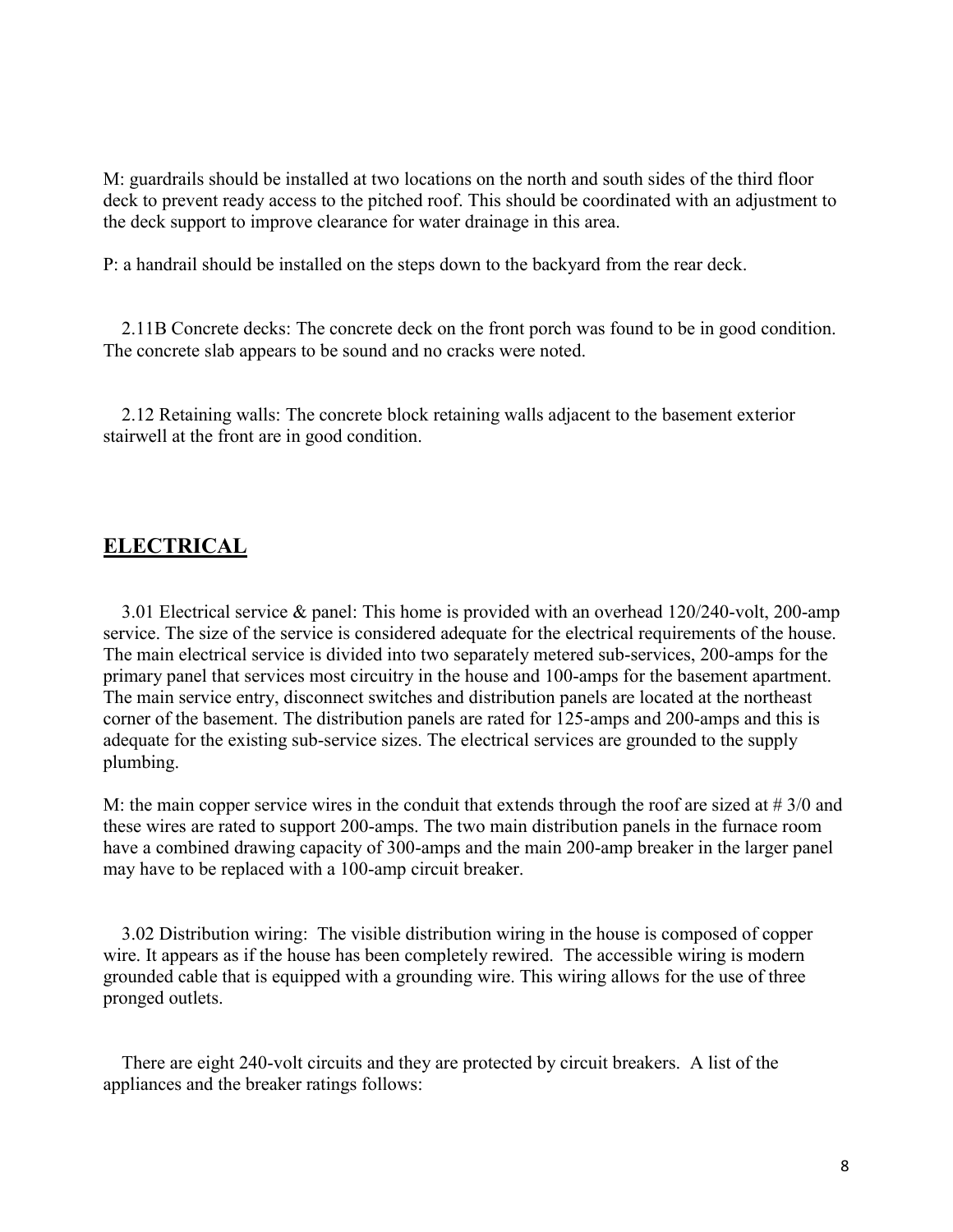M: guardrails should be installed at two locations on the north and south sides of the third floor deck to prevent ready access to the pitched roof. This should be coordinated with an adjustment to the deck support to improve clearance for water drainage in this area.

P: a handrail should be installed on the steps down to the backyard from the rear deck.

2.11B Concrete decks: The concrete deck on the front porch was found to be in good condition. The concrete slab appears to be sound and no cracks were noted.

2.12 Retaining walls: The concrete block retaining walls adjacent to the basement exterior stairwell at the front are in good condition.

## ELECTRICAL

3.01 Electrical service & panel: This home is provided with an overhead 120/240-volt, 200-amp service. The size of the service is considered adequate for the electrical requirements of the house. The main electrical service is divided into two separately metered sub-services, 200-amps for the primary panel that services most circuitry in the house and 100-amps for the basement apartment. The main service entry, disconnect switches and distribution panels are located at the northeast corner of the basement. The distribution panels are rated for 125-amps and 200-amps and this is adequate for the existing sub-service sizes. The electrical services are grounded to the supply plumbing.

M: the main copper service wires in the conduit that extends through the roof are sized at # 3/0 and these wires are rated to support 200-amps. The two main distribution panels in the furnace room have a combined drawing capacity of 300-amps and the main 200-amp breaker in the larger panel may have to be replaced with a 100-amp circuit breaker.

3.02 Distribution wiring: The visible distribution wiring in the house is composed of copper wire. It appears as if the house has been completely rewired. The accessible wiring is modern grounded cable that is equipped with a grounding wire. This wiring allows for the use of three pronged outlets.

There are eight 240-volt circuits and they are protected by circuit breakers. A list of the appliances and the breaker ratings follows: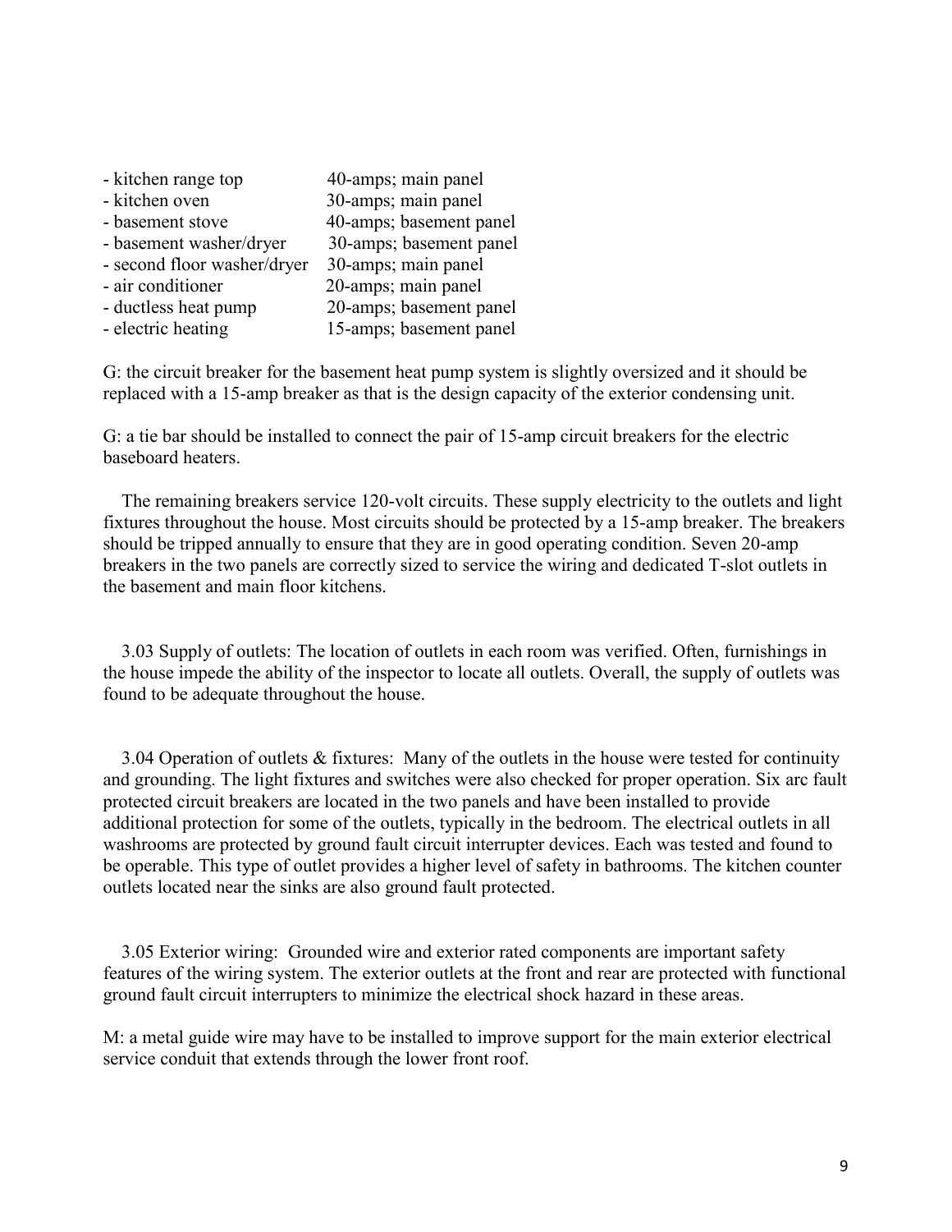- kitchen range top 40-amps; main panel
- kitchen oven 30-amps; main panel
- basement stove 40-amps; basement panel
- basement washer/dryer 30-amps; basement panel
- second floor washer/dryer 30-amps; main panel
- air conditioner 20-amps; main panel
- ductless heat pump 20-amps; basement panel
- electric heating 15-amps; basement panel

G: the circuit breaker for the basement heat pump system is slightly oversized and it should be replaced with a 15-amp breaker as that is the design capacity of the exterior condensing unit.

G: a tie bar should be installed to connect the pair of 15-amp circuit breakers for the electric baseboard heaters.

The remaining breakers service 120-volt circuits. These supply electricity to the outlets and light fixtures throughout the house. Most circuits should be protected by a 15-amp breaker. The breakers should be tripped annually to ensure that they are in good operating condition. Seven 20-amp breakers in the two panels are correctly sized to service the wiring and dedicated T-slot outlets in the basement and main floor kitchens.

3.03 Supply of outlets: The location of outlets in each room was verified. Often, furnishings in the house impede the ability of the inspector to locate all outlets. Overall, the supply of outlets was found to be adequate throughout the house.

3.04 Operation of outlets & fixtures: Many of the outlets in the house were tested for continuity and grounding. The light fixtures and switches were also checked for proper operation. Six arc fault protected circuit breakers are located in the two panels and have been installed to provide additional protection for some of the outlets, typically in the bedroom. The electrical outlets in all washrooms are protected by ground fault circuit interrupter devices. Each was tested and found to be operable. This type of outlet provides a higher level of safety in bathrooms. The kitchen counter outlets located near the sinks are also ground fault protected.

3.05 Exterior wiring: Grounded wire and exterior rated components are important safety features of the wiring system. The exterior outlets at the front and rear are protected with functional ground fault circuit interrupters to minimize the electrical shock hazard in these areas.

M: a metal guide wire may have to be installed to improve support for the main exterior electrical service conduit that extends through the lower front roof.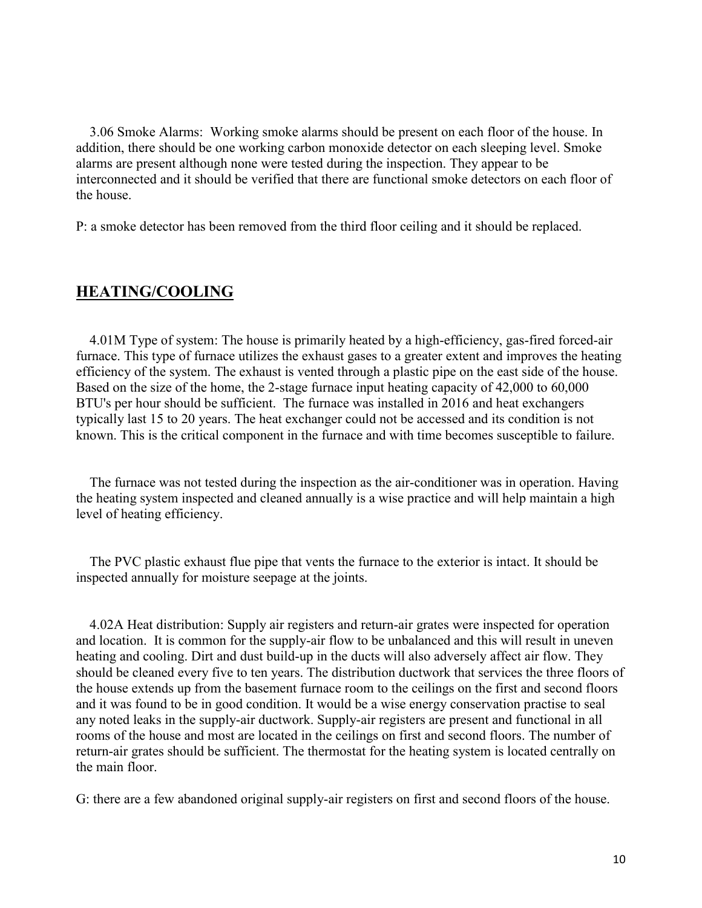3.06 Smoke Alarms: Working smoke alarms should be present on each floor of the house. In addition, there should be one working carbon monoxide detector on each sleeping level. Smoke alarms are present although none were tested during the inspection. They appear to be interconnected and it should be verified that there are functional smoke detectors on each floor of the house.

P: a smoke detector has been removed from the third floor ceiling and it should be replaced.

## HEATING/COOLING

4.01M Type of system: The house is primarily heated by a high-efficiency, gas-fired forced-air furnace. This type of furnace utilizes the exhaust gases to a greater extent and improves the heating efficiency of the system. The exhaust is vented through a plastic pipe on the east side of the house. Based on the size of the home, the 2-stage furnace input heating capacity of 42,000 to 60,000 BTU's per hour should be sufficient. The furnace was installed in 2016 and heat exchangers typically last 15 to 20 years. The heat exchanger could not be accessed and its condition is not known. This is the critical component in the furnace and with time becomes susceptible to failure.

The furnace was not tested during the inspection as the air-conditioner was in operation. Having the heating system inspected and cleaned annually is a wise practice and will help maintain a high level of heating efficiency.

The PVC plastic exhaust flue pipe that vents the furnace to the exterior is intact. It should be inspected annually for moisture seepage at the joints.

4.02A Heat distribution: Supply air registers and return-air grates were inspected for operation and location. It is common for the supply-air flow to be unbalanced and this will result in uneven heating and cooling. Dirt and dust build-up in the ducts will also adversely affect air flow. They should be cleaned every five to ten years. The distribution ductwork that services the three floors of the house extends up from the basement furnace room to the ceilings on the first and second floors and it was found to be in good condition. It would be a wise energy conservation practise to seal any noted leaks in the supply-air ductwork. Supply-air registers are present and functional in all rooms of the house and most are located in the ceilings on first and second floors. The number of return-air grates should be sufficient. The thermostat for the heating system is located centrally on the main floor.

G: there are a few abandoned original supply-air registers on first and second floors of the house.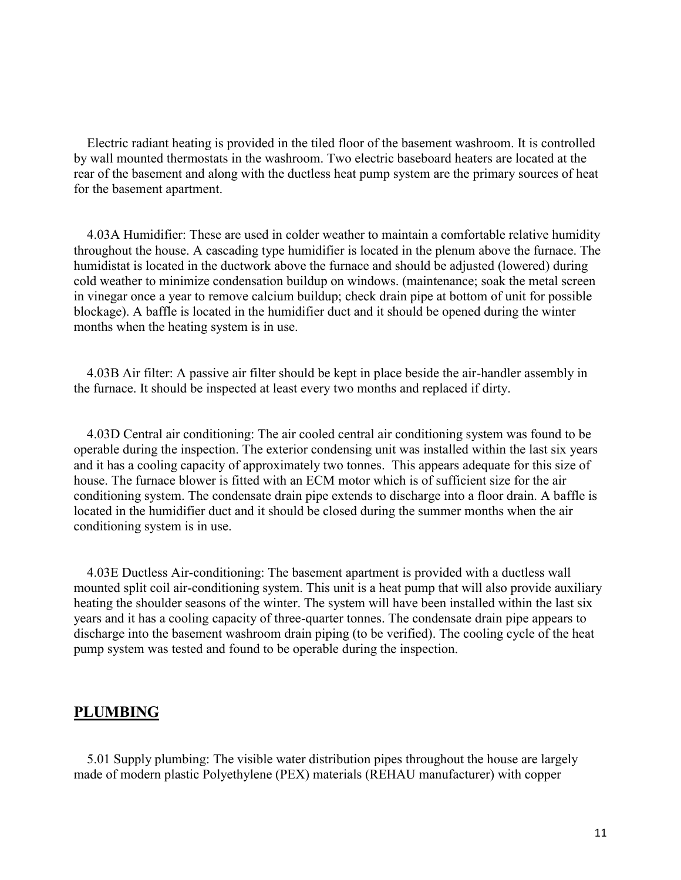Electric radiant heating is provided in the tiled floor of the basement washroom. It is controlled by wall mounted thermostats in the washroom. Two electric baseboard heaters are located at the rear of the basement and along with the ductless heat pump system are the primary sources of heat for the basement apartment.

4.03A Humidifier: These are used in colder weather to maintain a comfortable relative humidity throughout the house. A cascading type humidifier is located in the plenum above the furnace. The humidistat is located in the ductwork above the furnace and should be adjusted (lowered) during cold weather to minimize condensation buildup on windows. (maintenance; soak the metal screen in vinegar once a year to remove calcium buildup; check drain pipe at bottom of unit for possible blockage). A baffle is located in the humidifier duct and it should be opened during the winter months when the heating system is in use.

4.03B Air filter: A passive air filter should be kept in place beside the air-handler assembly in the furnace. It should be inspected at least every two months and replaced if dirty.

4.03D Central air conditioning: The air cooled central air conditioning system was found to be operable during the inspection. The exterior condensing unit was installed within the last six years and it has a cooling capacity of approximately two tonnes. This appears adequate for this size of house. The furnace blower is fitted with an ECM motor which is of sufficient size for the air conditioning system. The condensate drain pipe extends to discharge into a floor drain. A baffle is located in the humidifier duct and it should be closed during the summer months when the air conditioning system is in use.

4.03E Ductless Air-conditioning: The basement apartment is provided with a ductless wall mounted split coil air-conditioning system. This unit is a heat pump that will also provide auxiliary heating the shoulder seasons of the winter. The system will have been installed within the last six years and it has a cooling capacity of three-quarter tonnes. The condensate drain pipe appears to discharge into the basement washroom drain piping (to be verified). The cooling cycle of the heat pump system was tested and found to be operable during the inspection.

## PLUMBING

5.01 Supply plumbing: The visible water distribution pipes throughout the house are largely made of modern plastic Polyethylene (PEX) materials (REHAU manufacturer) with copper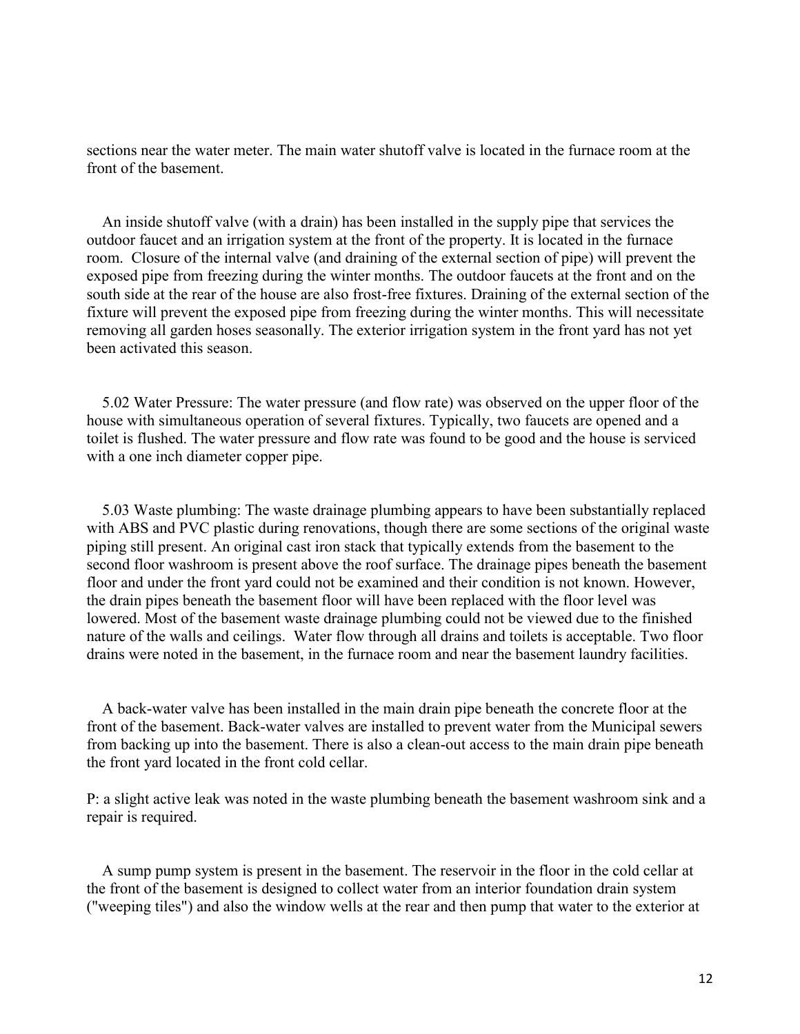sections near the water meter. The main water shutoff valve is located in the furnace room at the front of the basement.

An inside shutoff valve (with a drain) has been installed in the supply pipe that services the outdoor faucet and an irrigation system at the front of the property. It is located in the furnace room. Closure of the internal valve (and draining of the external section of pipe) will prevent the exposed pipe from freezing during the winter months. The outdoor faucets at the front and on the south side at the rear of the house are also frost-free fixtures. Draining of the external section of the fixture will prevent the exposed pipe from freezing during the winter months. This will necessitate removing all garden hoses seasonally. The exterior irrigation system in the front yard has not yet been activated this season.

5.02 Water Pressure: The water pressure (and flow rate) was observed on the upper floor of the house with simultaneous operation of several fixtures. Typically, two faucets are opened and a toilet is flushed. The water pressure and flow rate was found to be good and the house is serviced with a one inch diameter copper pipe.

5.03 Waste plumbing: The waste drainage plumbing appears to have been substantially replaced with ABS and PVC plastic during renovations, though there are some sections of the original waste piping still present. An original cast iron stack that typically extends from the basement to the second floor washroom is present above the roof surface. The drainage pipes beneath the basement floor and under the front yard could not be examined and their condition is not known. However, the drain pipes beneath the basement floor will have been replaced with the floor level was lowered. Most of the basement waste drainage plumbing could not be viewed due to the finished nature of the walls and ceilings. Water flow through all drains and toilets is acceptable. Two floor drains were noted in the basement, in the furnace room and near the basement laundry facilities.

A back-water valve has been installed in the main drain pipe beneath the concrete floor at the front of the basement. Back-water valves are installed to prevent water from the Municipal sewers from backing up into the basement. There is also a clean-out access to the main drain pipe beneath the front yard located in the front cold cellar.

P: a slight active leak was noted in the waste plumbing beneath the basement washroom sink and a repair is required.

A sump pump system is present in the basement. The reservoir in the floor in the cold cellar at the front of the basement is designed to collect water from an interior foundation drain system ("weeping tiles") and also the window wells at the rear and then pump that water to the exterior at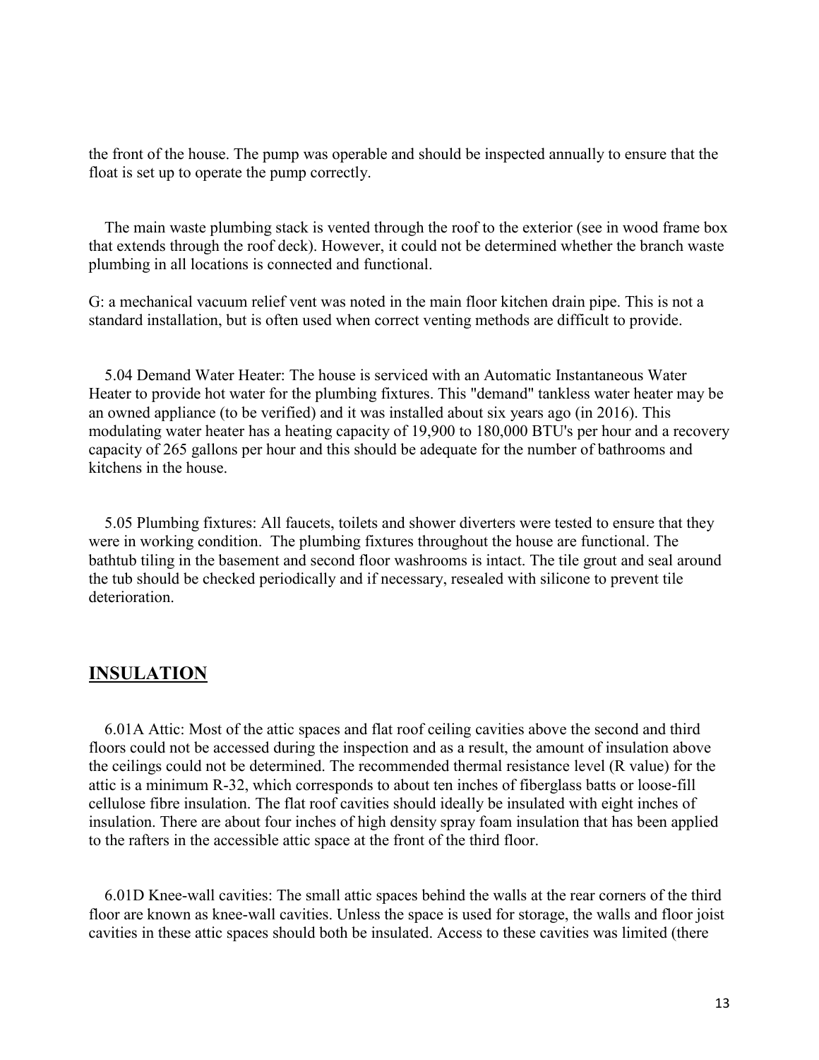the front of the house. The pump was operable and should be inspected annually to ensure that the float is set up to operate the pump correctly.

The main waste plumbing stack is vented through the roof to the exterior (see in wood frame box that extends through the roof deck). However, it could not be determined whether the branch waste plumbing in all locations is connected and functional.

G: a mechanical vacuum relief vent was noted in the main floor kitchen drain pipe. This is not a standard installation, but is often used when correct venting methods are difficult to provide.

5.04 Demand Water Heater: The house is serviced with an Automatic Instantaneous Water Heater to provide hot water for the plumbing fixtures. This "demand" tankless water heater may be an owned appliance (to be verified) and it was installed about six years ago (in 2016). This modulating water heater has a heating capacity of 19,900 to 180,000 BTU's per hour and a recovery capacity of 265 gallons per hour and this should be adequate for the number of bathrooms and kitchens in the house.

5.05 Plumbing fixtures: All faucets, toilets and shower diverters were tested to ensure that they were in working condition. The plumbing fixtures throughout the house are functional. The bathtub tiling in the basement and second floor washrooms is intact. The tile grout and seal around the tub should be checked periodically and if necessary, resealed with silicone to prevent tile deterioration.

## INSULATION

6.01A Attic: Most of the attic spaces and flat roof ceiling cavities above the second and third floors could not be accessed during the inspection and as a result, the amount of insulation above the ceilings could not be determined. The recommended thermal resistance level (R value) for the attic is a minimum R-32, which corresponds to about ten inches of fiberglass batts or loose-fill cellulose fibre insulation. The flat roof cavities should ideally be insulated with eight inches of insulation. There are about four inches of high density spray foam insulation that has been applied to the rafters in the accessible attic space at the front of the third floor.

6.01D Knee-wall cavities: The small attic spaces behind the walls at the rear corners of the third floor are known as knee-wall cavities. Unless the space is used for storage, the walls and floor joist cavities in these attic spaces should both be insulated. Access to these cavities was limited (there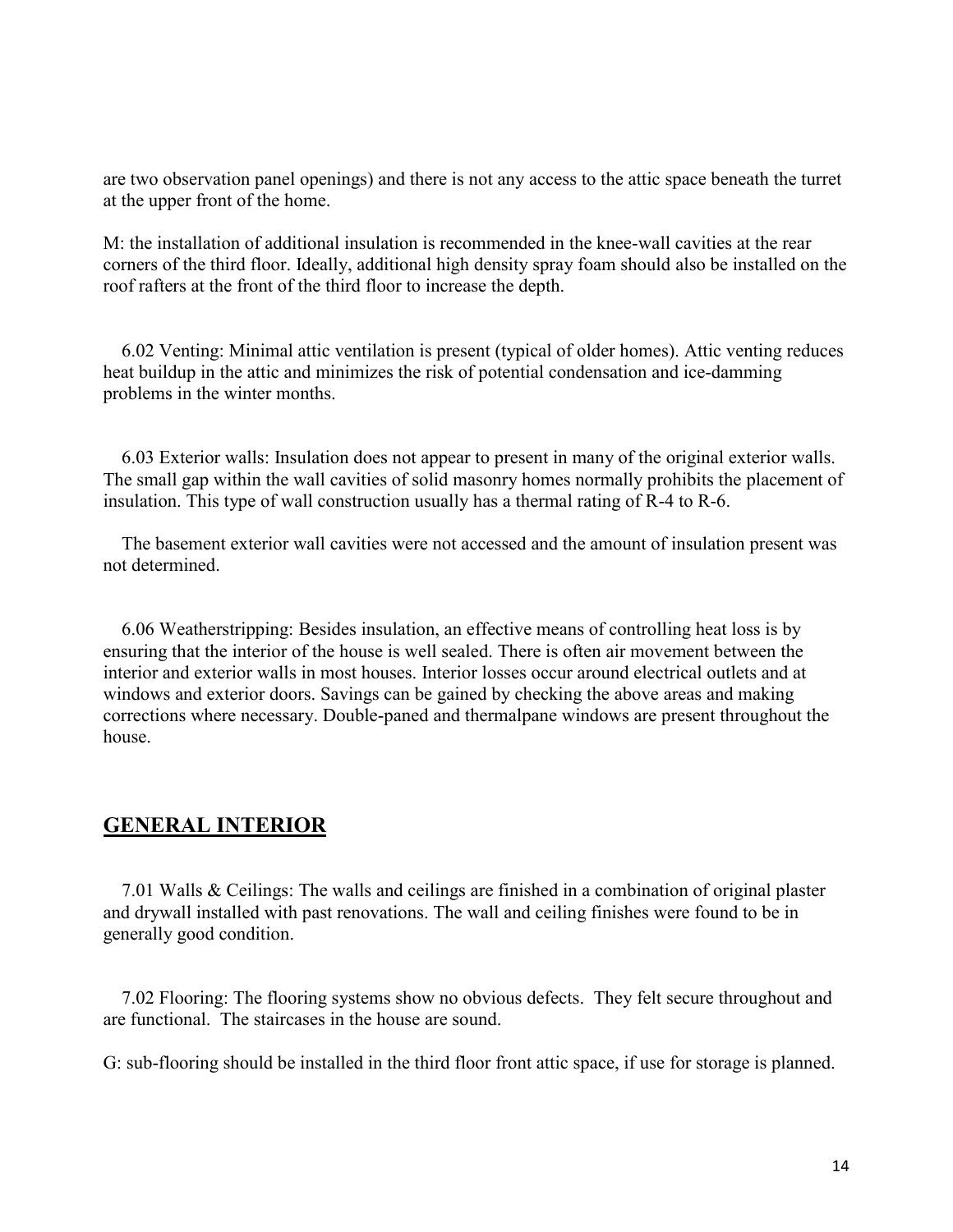are two observation panel openings) and there is not any access to the attic space beneath the turret at the upper front of the home.

M: the installation of additional insulation is recommended in the knee-wall cavities at the rear corners of the third floor. Ideally, additional high density spray foam should also be installed on the roof rafters at the front of the third floor to increase the depth.

6.02 Venting: Minimal attic ventilation is present (typical of older homes). Attic venting reduces heat buildup in the attic and minimizes the risk of potential condensation and ice-damming problems in the winter months.

6.03 Exterior walls: Insulation does not appear to present in many of the original exterior walls. The small gap within the wall cavities of solid masonry homes normally prohibits the placement of insulation. This type of wall construction usually has a thermal rating of R-4 to R-6.

The basement exterior wall cavities were not accessed and the amount of insulation present was not determined.

6.06 Weatherstripping: Besides insulation, an effective means of controlling heat loss is by ensuring that the interior of the house is well sealed. There is often air movement between the interior and exterior walls in most houses. Interior losses occur around electrical outlets and at windows and exterior doors. Savings can be gained by checking the above areas and making corrections where necessary. Double-paned and thermalpane windows are present throughout the house.

## GENERAL INTERIOR

7.01 Walls & Ceilings: The walls and ceilings are finished in a combination of original plaster and drywall installed with past renovations. The wall and ceiling finishes were found to be in generally good condition.

7.02 Flooring: The flooring systems show no obvious defects. They felt secure throughout and are functional. The staircases in the house are sound.

G: sub-flooring should be installed in the third floor front attic space, if use for storage is planned.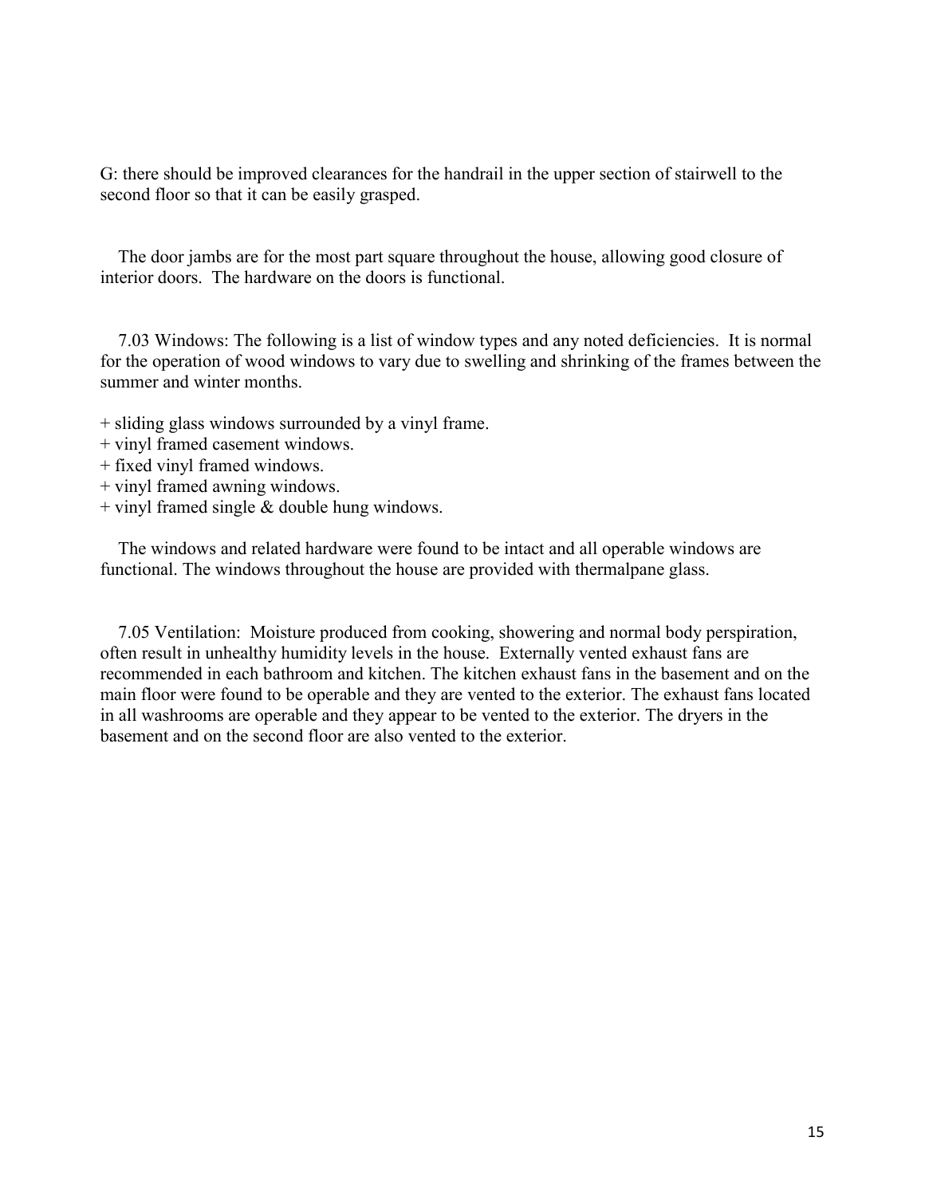G: there should be improved clearances for the handrail in the upper section of stairwell to the second floor so that it can be easily grasped.

The door jambs are for the most part square throughout the house, allowing good closure of interior doors. The hardware on the doors is functional.

7.03 Windows: The following is a list of window types and any noted deficiencies. It is normal for the operation of wood windows to vary due to swelling and shrinking of the frames between the summer and winter months.

+ sliding glass windows surrounded by a vinyl frame.
+ vinyl framed casement windows.
+ fixed vinyl framed windows.
+ vinyl framed awning windows.
+ vinyl framed single & double hung windows.

The windows and related hardware were found to be intact and all operable windows are functional. The windows throughout the house are provided with thermalpane glass.

7.05 Ventilation: Moisture produced from cooking, showering and normal body perspiration, often result in unhealthy humidity levels in the house. Externally vented exhaust fans are recommended in each bathroom and kitchen. The kitchen exhaust fans in the basement and on the main floor were found to be operable and they are vented to the exterior. The exhaust fans located in all washrooms are operable and they appear to be vented to the exterior. The dryers in the basement and on the second floor are also vented to the exterior.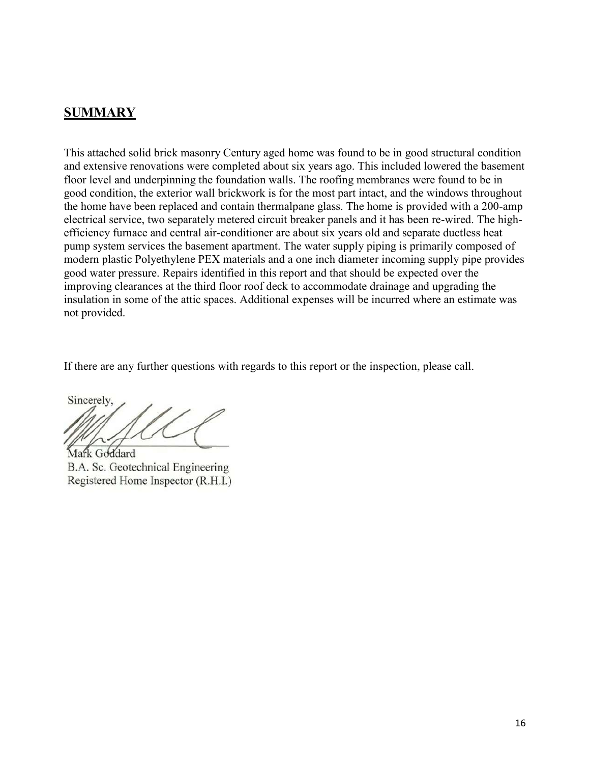## **SUMMARY**

This attached solid brick masonry Century aged home was found to be in good structural condition and extensive renovations were completed about six years ago. This included lowered the basement floor level and underpinning the foundation walls. The roofing membranes were found to be in good condition, the exterior wall brickwork is for the most part intact, and the windows throughout the home have been replaced and contain thermalpane glass. The home is provided with a 200-amp electrical service, two separately metered circuit breaker panels and it has been re-wired. The high-efficiency furnace and central air-conditioner are about six years old and separate ductless heat pump system services the basement apartment. The water supply piping is primarily composed of modern plastic Polyethylene PEX materials and a one inch diameter incoming supply pipe provides good water pressure. Repairs identified in this report and that should be expected over the improving clearances at the third floor roof deck to accommodate drainage and upgrading the insulation in some of the attic spaces. Additional expenses will be incurred where an estimate was not provided.

If there are any further questions with regards to this report or the inspection, please call.

Sincerely,

Mark Goddard
B.A. Sc. Geotechnical Engineering
Registered Home Inspector (R.H.I.)